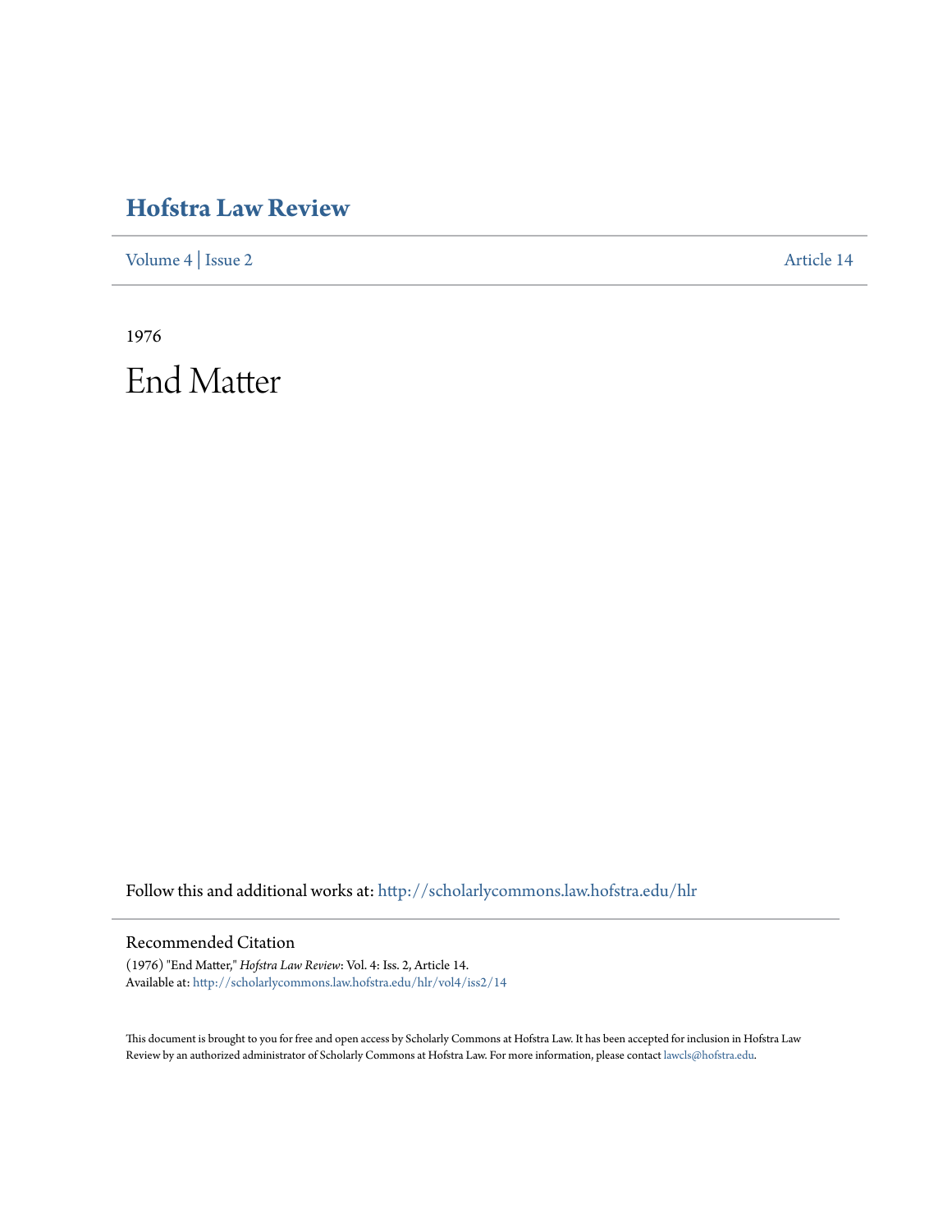# Hofstra Law Review

Volume 4 | Issue 2 Article 14

1976

# End Matter

Follow this and additional works at: http://scholarlycommons.law.hofstra.edu/hlr

## Recommended Citation

(1976) "End Matter," *Hofstra Law Review*: Vol. 4: Iss. 2, Article 14.
Available at: http://scholarlycommons.law.hofstra.edu/hlr/vol4/iss2/14

This document is brought to you for free and open access by Scholarly Commons at Hofstra Law. It has been accepted for inclusion in Hofstra Law Review by an authorized administrator of Scholarly Commons at Hofstra Law. For more information, please contact lawcls@hofstra.edu.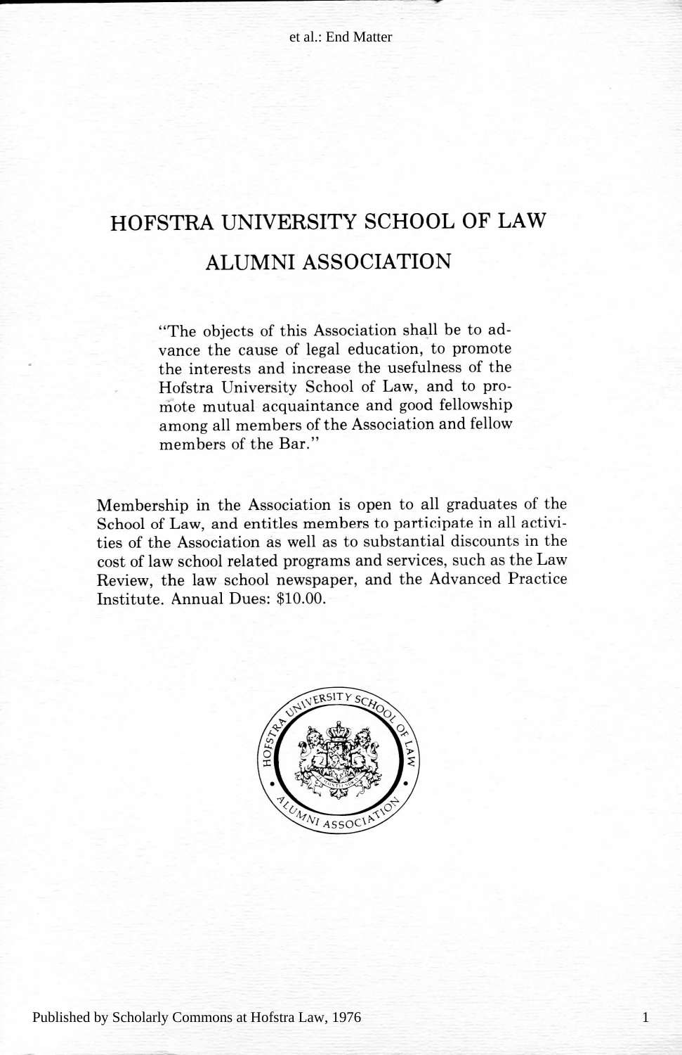# HOFSTRA UNIVERSITY SCHOOL OF LAW

# ALUMNI ASSOCIATION

"The objects of this Association shall be to advance the cause of legal education, to promote the interests and increase the usefulness of the Hofstra University School of Law, and to promote mutual acquaintance and good fellowship among all members of the Association and fellow members of the Bar."

Membership in the Association is open to all graduates of the School of Law, and entitles members to participate in all activities of the Association as well as to substantial discounts in the cost of law school related programs and services, such as the Law Review, the law school newspaper, and the Advanced Practice Institute. Annual Dues: $10.00.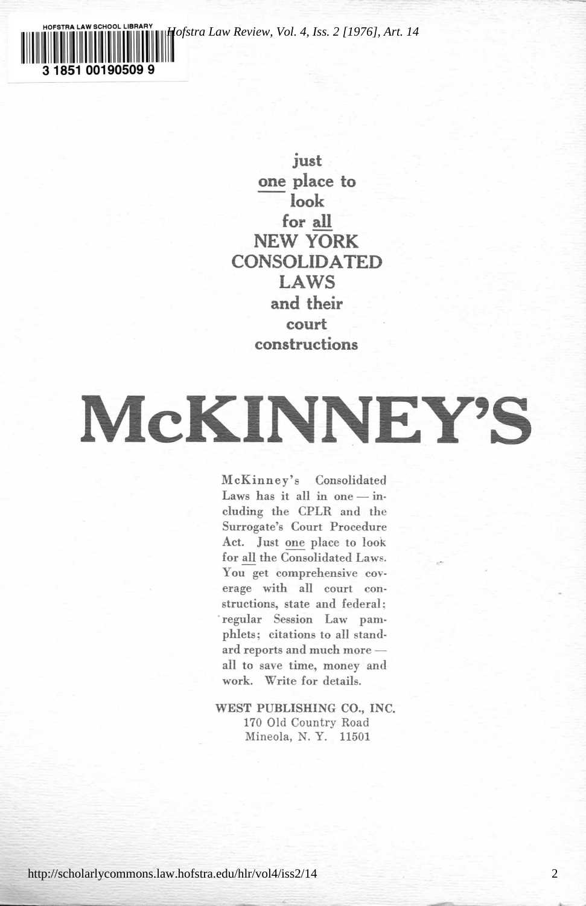just
one place to
look
for all
NEW YORK
CONSOLIDATED
LAWS
and their
court
constructions

# McKINNEY'S

McKinney's Consolidated Laws has it all in one — including the CPLR and the Surrogate's Court Procedure Act. Just one place to look for all the Consolidated Laws. You get comprehensive coverage with all court constructions, state and federal; regular Session Law pamphlets; citations to all standard reports and much more — all to save time, money and work. Write for details.

WEST PUBLISHING CO., INC.
170 Old Country Road
Mineola, N. Y. 11501